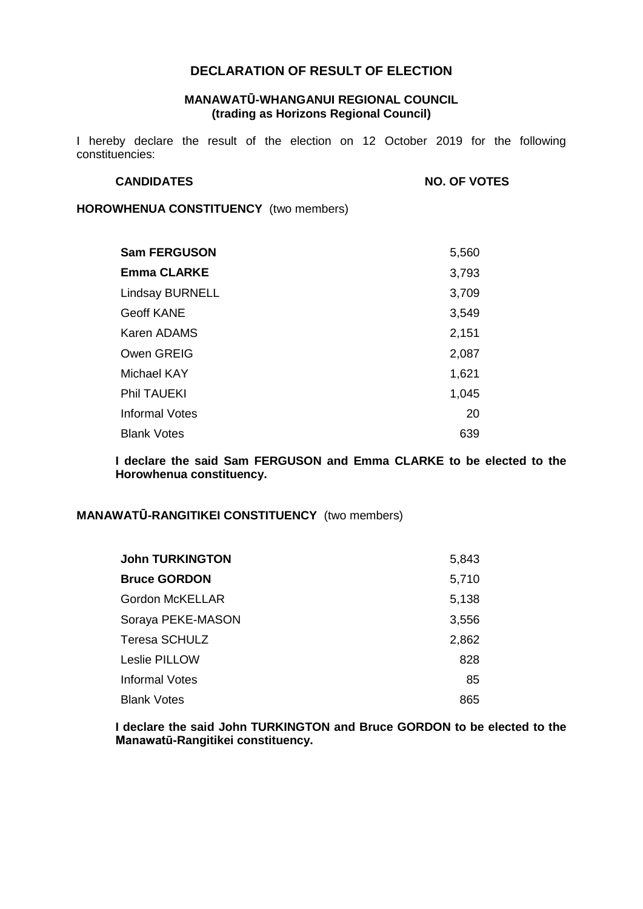# DECLARATION OF RESULT OF ELECTION

### MANAWATŪ-WHANGANUI REGIONAL COUNCIL (trading as Horizons Regional Council)

I hereby declare the result of the election on 12 October 2019 for the following constituencies:

**HOROWHENUA CONSTITUENCY** (two members)

| CANDIDATES | NO. OF VOTES |
| --- | --- |
| **Sam FERGUSON** | 5,560 |
| **Emma CLARKE** | 3,793 |
| Lindsay BURNELL | 3,709 |
| Geoff KANE | 3,549 |
| Karen ADAMS | 2,151 |
| Owen GREIG | 2,087 |
| Michael KAY | 1,621 |
| Phil TAUEKI | 1,045 |
| Informal Votes | 20 |
| Blank Votes | 639 |

**I declare the said Sam FERGUSON and Emma CLARKE to be elected to the Horowhenua constituency.**

**MANAWATŪ-RANGITIKEI CONSTITUENCY** (two members)

| CANDIDATES | NO. OF VOTES |
| --- | --- |
| **John TURKINGTON** | 5,843 |
| **Bruce GORDON** | 5,710 |
| Gordon McKELLAR | 5,138 |
| Soraya PEKE-MASON | 3,556 |
| Teresa SCHULZ | 2,862 |
| Leslie PILLOW | 828 |
| Informal Votes | 85 |
| Blank Votes | 865 |

**I declare the said John TURKINGTON and Bruce GORDON to be elected to the Manawatū-Rangitikei constituency.**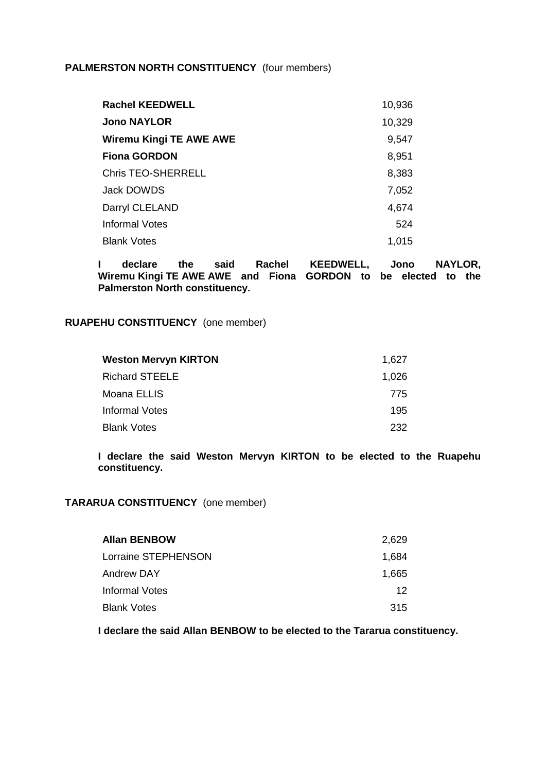**PALMERSTON NORTH CONSTITUENCY** (four members)

| | |
|---|---|
| **Rachel KEEDWELL** | 10,936 |
| **Jono NAYLOR** | 10,329 |
| **Wiremu Kingi TE AWE AWE** | 9,547 |
| **Fiona GORDON** | 8,951 |
| Chris TEO-SHERRELL | 8,383 |
| Jack DOWDS | 7,052 |
| Darryl CLELAND | 4,674 |
| Informal Votes | 524 |
| Blank Votes | 1,015 |

**I declare the said Rachel KEEDWELL, Jono NAYLOR, Wiremu Kingi TE AWE AWE and Fiona GORDON to be elected to the Palmerston North constituency.**

**RUAPEHU CONSTITUENCY** (one member)

| | |
|---|---|
| **Weston Mervyn KIRTON** | 1,627 |
| Richard STEELE | 1,026 |
| Moana ELLIS | 775 |
| Informal Votes | 195 |
| Blank Votes | 232 |

**I declare the said Weston Mervyn KIRTON to be elected to the Ruapehu constituency.**

**TARARUA CONSTITUENCY** (one member)

| | |
|---|---|
| **Allan BENBOW** | 2,629 |
| Lorraine STEPHENSON | 1,684 |
| Andrew DAY | 1,665 |
| Informal Votes | 12 |
| Blank Votes | 315 |

**I declare the said Allan BENBOW to be elected to the Tararua constituency.**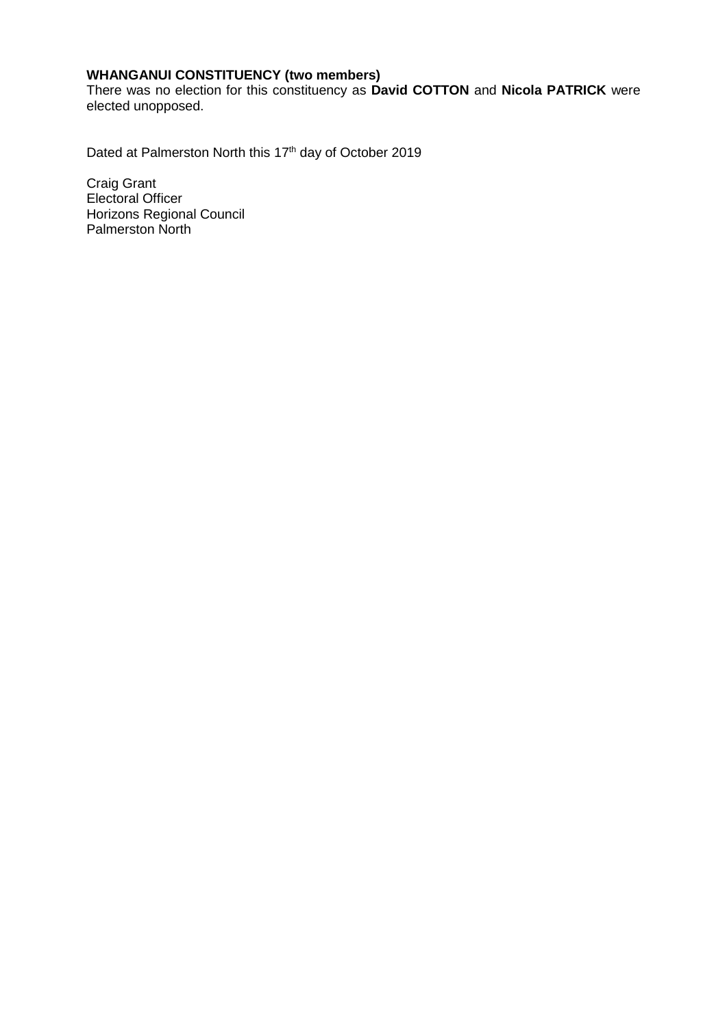**WHANGANUI CONSTITUENCY (two members)**
There was no election for this constituency as **David COTTON** and **Nicola PATRICK** were elected unopposed.

Dated at Palmerston North this 17th day of October 2019

Craig Grant
Electoral Officer
Horizons Regional Council
Palmerston North